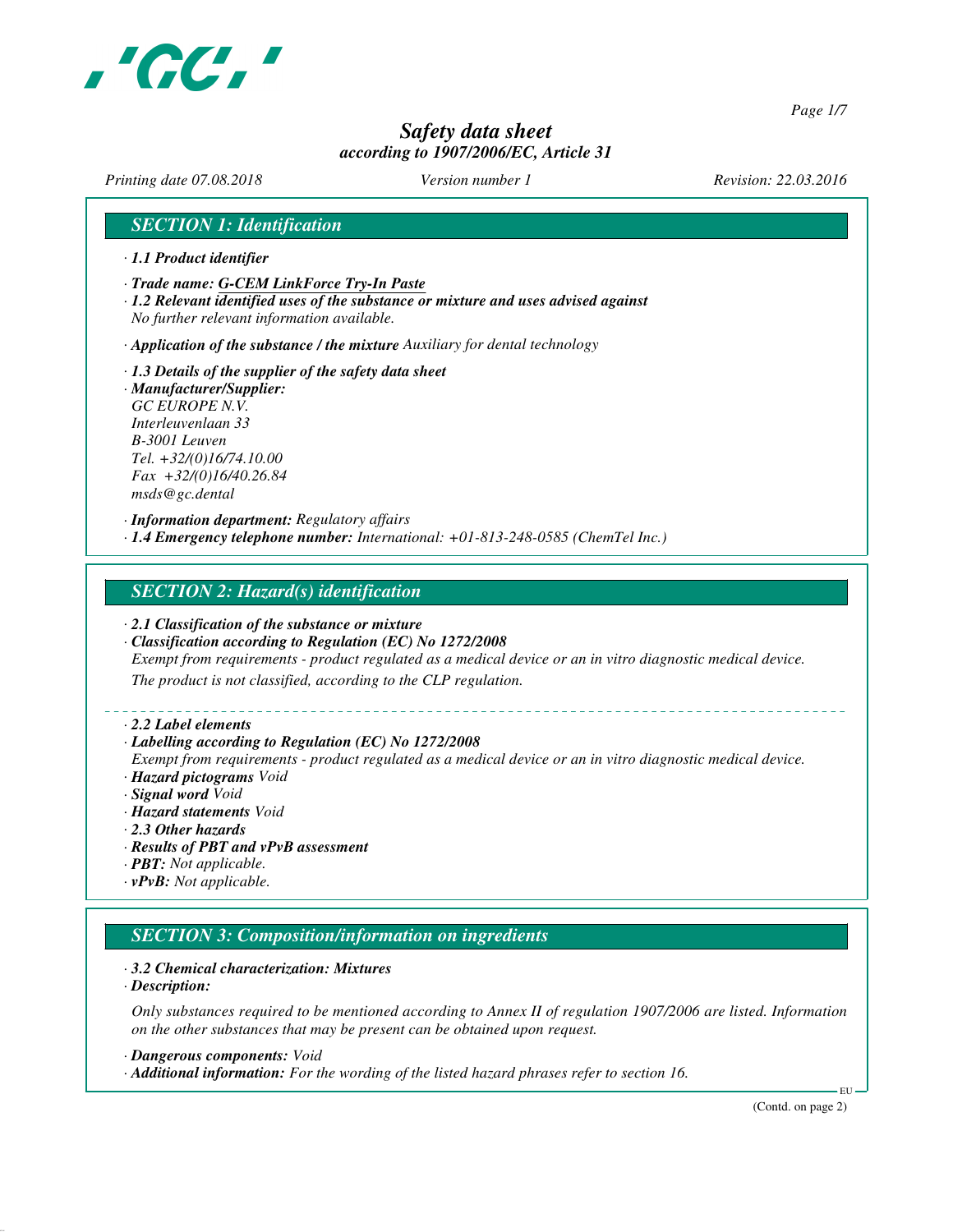# Safety data sheet

*according to 1907/2006/EC, Article 31*

*Printing date 07.08.2018* *Version number 1* *Revision: 22.03.2016*

## SECTION 1: Identification

· **1.1 Product identifier**

· **Trade name: G-CEM LinkForce Try-In Paste**

· **1.2 Relevant identified uses of the substance or mixture and uses advised against**
No further relevant information available.

· **Application of the substance / the mixture** Auxiliary for dental technology

· **1.3 Details of the supplier of the safety data sheet**

· **Manufacturer/Supplier:**
GC EUROPE N.V.
Interleuvenlaan 33
B-3001 Leuven
Tel. +32/(0)16/74.10.00
Fax +32/(0)16/40.26.84
msds@gc.dental

· **Information department:** Regulatory affairs

· **1.4 Emergency telephone number:** International: +01-813-248-0585 (ChemTel Inc.)

## SECTION 2: Hazard(s) identification

· **2.1 Classification of the substance or mixture**

· **Classification according to Regulation (EC) No 1272/2008**
Exempt from requirements - product regulated as a medical device or an in vitro diagnostic medical device.
The product is not classified, according to the CLP regulation.

· **2.2 Label elements**

· **Labelling according to Regulation (EC) No 1272/2008**
Exempt from requirements - product regulated as a medical device or an in vitro diagnostic medical device.

· **Hazard pictograms** Void

· **Signal word** Void

· **Hazard statements** Void

· **2.3 Other hazards**

· **Results of PBT and vPvB assessment**

· **PBT:** Not applicable.

· **vPvB:** Not applicable.

## SECTION 3: Composition/information on ingredients

· **3.2 Chemical characterization: Mixtures**

· **Description:**

Only substances required to be mentioned according to Annex II of regulation 1907/2006 are listed. Information on the other substances that may be present can be obtained upon request.

· **Dangerous components:** Void

· **Additional information:** For the wording of the listed hazard phrases refer to section 16.

(Contd. on page 2)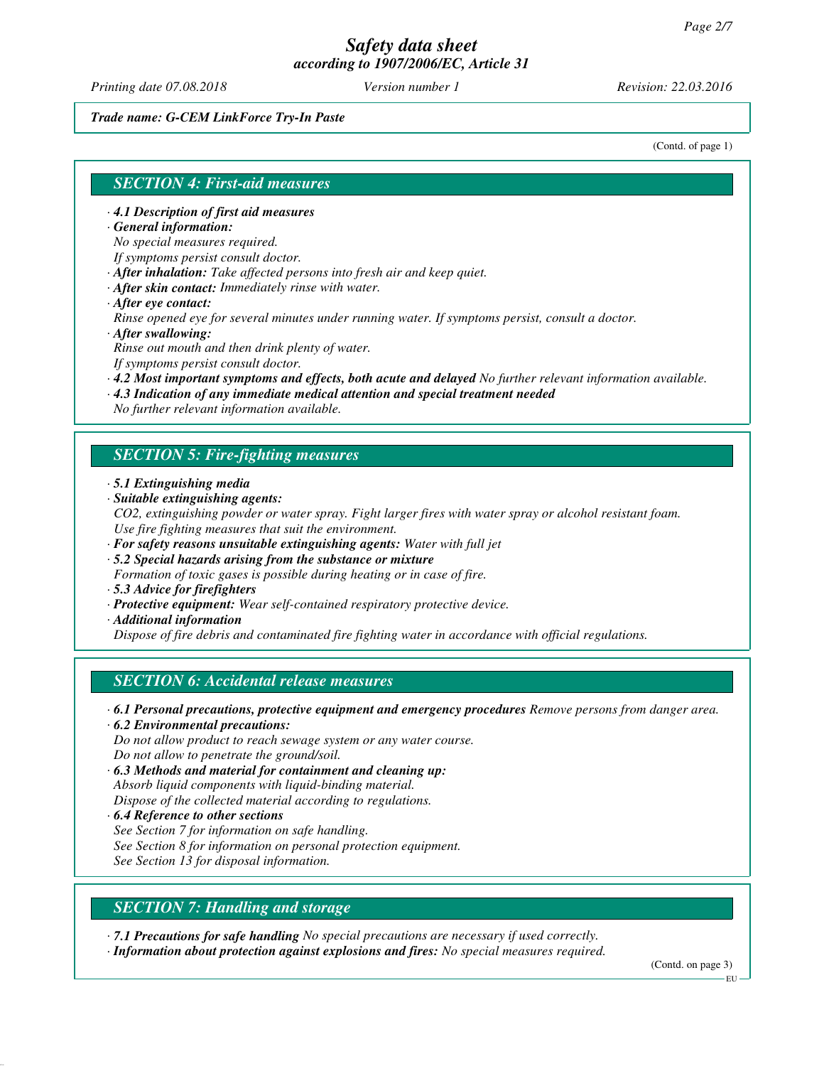*Trade name: G-CEM LinkForce Try-In Paste*

(Contd. of page 1)

## SECTION 4: First-aid measures

· **4.1 Description of first aid measures**
· **General information:**
No special measures required.
If symptoms persist consult doctor.
· **After inhalation:** Take affected persons into fresh air and keep quiet.
· **After skin contact:** Immediately rinse with water.
· **After eye contact:**
Rinse opened eye for several minutes under running water. If symptoms persist, consult a doctor.
· **After swallowing:**
Rinse out mouth and then drink plenty of water.
If symptoms persist consult doctor.
· **4.2 Most important symptoms and effects, both acute and delayed** No further relevant information available.
· **4.3 Indication of any immediate medical attention and special treatment needed**
No further relevant information available.

## SECTION 5: Fire-fighting measures

· **5.1 Extinguishing media**
· **Suitable extinguishing agents:**
$CO_2$, extinguishing powder or water spray. Fight larger fires with water spray or alcohol resistant foam.
Use fire fighting measures that suit the environment.
· **For safety reasons unsuitable extinguishing agents:** Water with full jet
· **5.2 Special hazards arising from the substance or mixture**
Formation of toxic gases is possible during heating or in case of fire.
· **5.3 Advice for firefighters**
· **Protective equipment:** Wear self-contained respiratory protective device.
· **Additional information**
Dispose of fire debris and contaminated fire fighting water in accordance with official regulations.

## SECTION 6: Accidental release measures

· **6.1 Personal precautions, protective equipment and emergency procedures** Remove persons from danger area.
· **6.2 Environmental precautions:**
Do not allow product to reach sewage system or any water course.
Do not allow to penetrate the ground/soil.
· **6.3 Methods and material for containment and cleaning up:**
Absorb liquid components with liquid-binding material.
Dispose of the collected material according to regulations.
· **6.4 Reference to other sections**
See Section 7 for information on safe handling.
See Section 8 for information on personal protection equipment.
See Section 13 for disposal information.

## SECTION 7: Handling and storage

· **7.1 Precautions for safe handling** No special precautions are necessary if used correctly.
· **Information about protection against explosions and fires:** No special measures required.

(Contd. on page 3)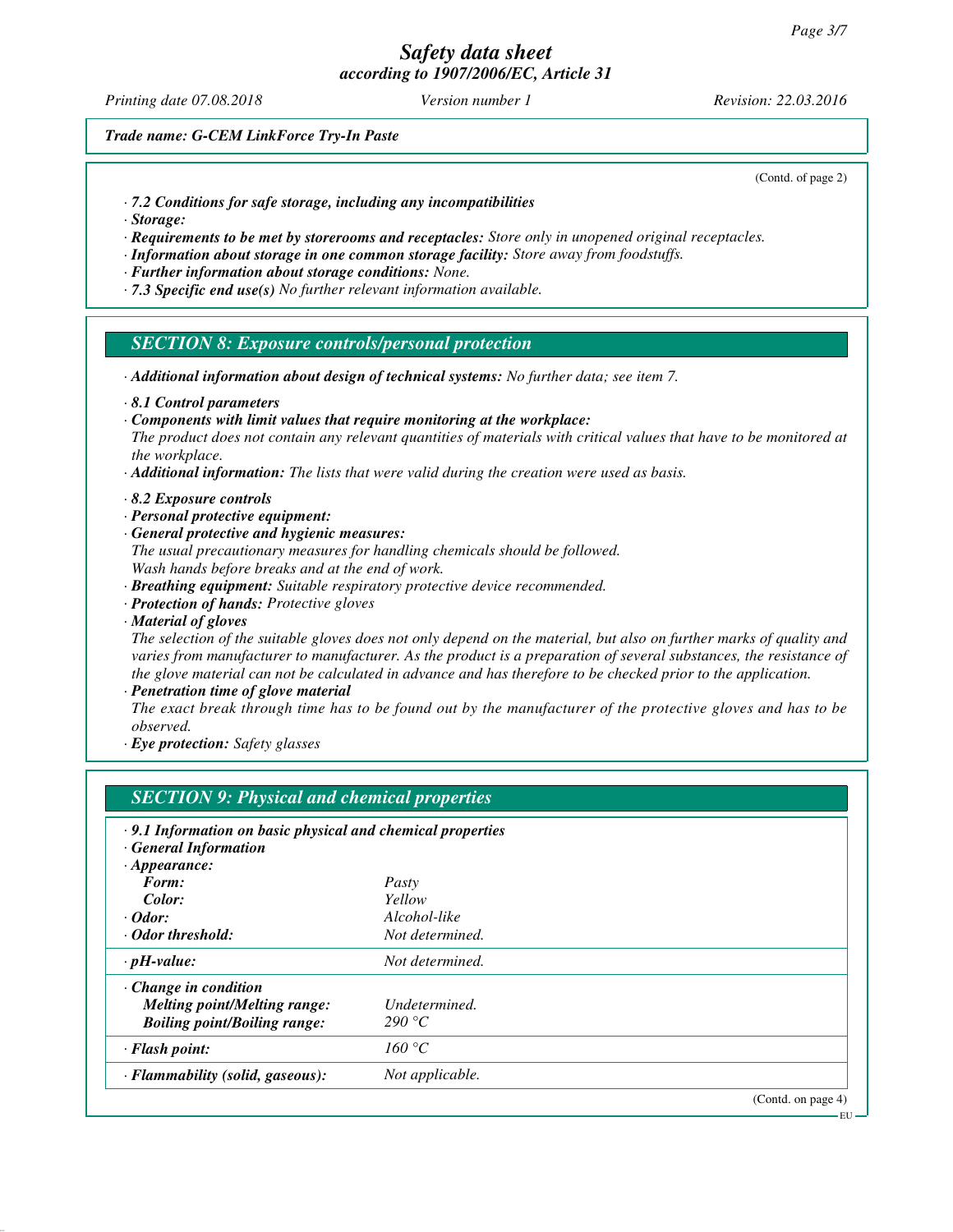*Trade name: G-CEM LinkForce Try-In Paste*

(Contd. of page 2)

· ***7.2 Conditions for safe storage, including any incompatibilities***
· ***Storage:***
· ***Requirements to be met by storerooms and receptacles:*** *Store only in unopened original receptacles.*
· ***Information about storage in one common storage facility:*** *Store away from foodstuffs.*
· ***Further information about storage conditions:*** *None.*
· ***7.3 Specific end use(s)*** *No further relevant information available.*

## *SECTION 8: Exposure controls/personal protection*

· ***Additional information about design of technical systems:*** *No further data; see item 7.*

· ***8.1 Control parameters***
· ***Components with limit values that require monitoring at the workplace:***
*The product does not contain any relevant quantities of materials with critical values that have to be monitored at the workplace.*
· ***Additional information:*** *The lists that were valid during the creation were used as basis.*

· ***8.2 Exposure controls***
· ***Personal protective equipment:***
· ***General protective and hygienic measures:***
*The usual precautionary measures for handling chemicals should be followed.*
*Wash hands before breaks and at the end of work.*
· ***Breathing equipment:*** *Suitable respiratory protective device recommended.*
· ***Protection of hands:*** *Protective gloves*
· ***Material of gloves***
*The selection of the suitable gloves does not only depend on the material, but also on further marks of quality and varies from manufacturer to manufacturer. As the product is a preparation of several substances, the resistance of the glove material can not be calculated in advance and has therefore to be checked prior to the application.*
· ***Penetration time of glove material***
*The exact break through time has to be found out by the manufacturer of the protective gloves and has to be observed.*
· ***Eye protection:*** *Safety glasses*

## *SECTION 9: Physical and chemical properties*

· ***9.1 Information on basic physical and chemical properties***
· ***General Information***

| | |
|---|---|
| · ***Appearance:*** | |
| ***Form:*** | *Pasty* |
| ***Color:*** | *Yellow* |
| · ***Odor:*** | *Alcohol-like* |
| · ***Odor threshold:*** | *Not determined.* |
| · ***pH-value:*** | *Not determined.* |
| · ***Change in condition*** | |
| ***Melting point/Melting range:*** | *Undetermined.* |
| ***Boiling point/Boiling range:*** | *290 °C* |
| · ***Flash point:*** | *160 °C* |
| · ***Flammability (solid, gaseous):*** | *Not applicable.* |

(Contd. on page 4)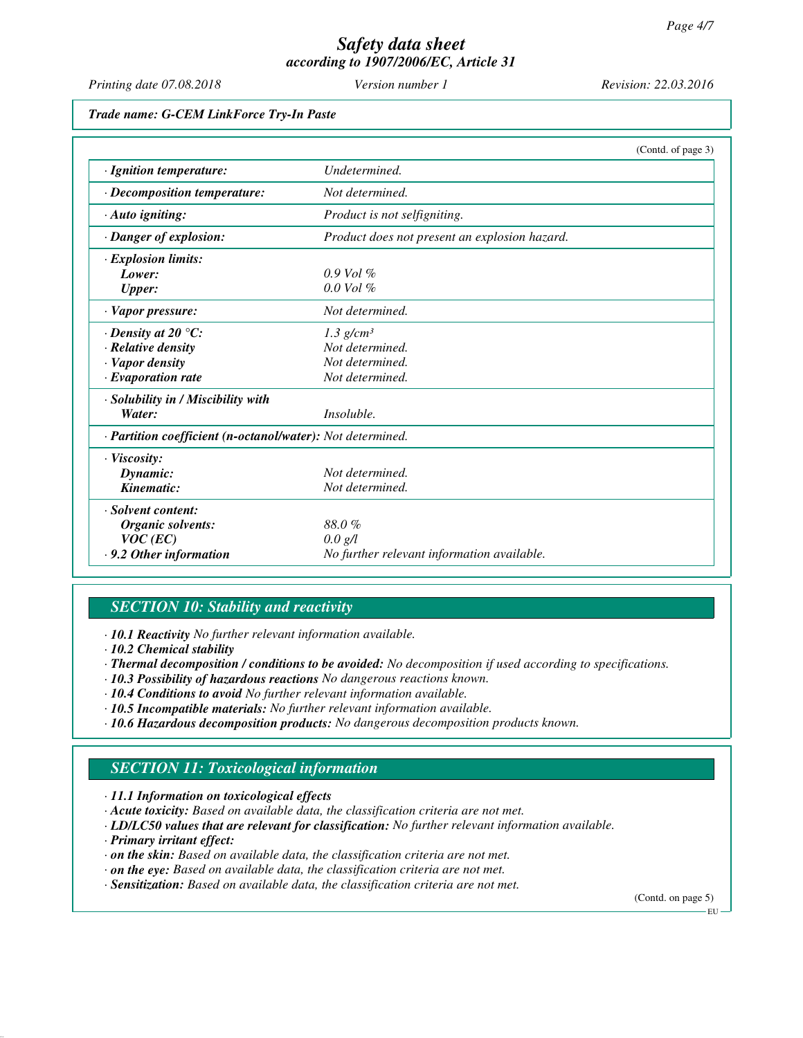*Trade name: G-CEM LinkForce Try-In Paste*

(Contd. of page 3)

| | |
|---|---|
| **· Ignition temperature:** | *Undetermined.* |
| **· Decomposition temperature:** | *Not determined.* |
| **· Auto igniting:** | *Product is not selfigniting.* |
| **· Danger of explosion:** | *Product does not present an explosion hazard.* |
| **· Explosion limits:** | |
| **Lower:** | *0.9 Vol %* |
| **Upper:** | *0.0 Vol %* |
| **· Vapor pressure:** | *Not determined.* |
| **· Density at 20 °C:** | *1.3 g/cm³* |
| **· Relative density** | *Not determined.* |
| **· Vapor density** | *Not determined.* |
| **· Evaporation rate** | *Not determined.* |
| **· Solubility in / Miscibility with** | |
| **Water:** | *Insoluble.* |
| **· Partition coefficient (n-octanol/water):** | *Not determined.* |
| **· Viscosity:** | |
| **Dynamic:** | *Not determined.* |
| **Kinematic:** | *Not determined.* |
| **· Solvent content:** | |
| **Organic solvents:** | *88.0 %* |
| **VOC (EC)** | *0.0 g/l* |
| **· 9.2 Other information** | *No further relevant information available.* |

## SECTION 10: Stability and reactivity

· **10.1 Reactivity** *No further relevant information available.*
· **10.2 Chemical stability**
· **Thermal decomposition / conditions to be avoided:** *No decomposition if used according to specifications.*
· **10.3 Possibility of hazardous reactions** *No dangerous reactions known.*
· **10.4 Conditions to avoid** *No further relevant information available.*
· **10.5 Incompatible materials:** *No further relevant information available.*
· **10.6 Hazardous decomposition products:** *No dangerous decomposition products known.*

## SECTION 11: Toxicological information

· **11.1 Information on toxicological effects**
· **Acute toxicity:** *Based on available data, the classification criteria are not met.*
· **LD/LC50 values that are relevant for classification:** *No further relevant information available.*
· **Primary irritant effect:**
· **on the skin:** *Based on available data, the classification criteria are not met.*
· **on the eye:** *Based on available data, the classification criteria are not met.*
· **Sensitization:** *Based on available data, the classification criteria are not met.*

(Contd. on page 5)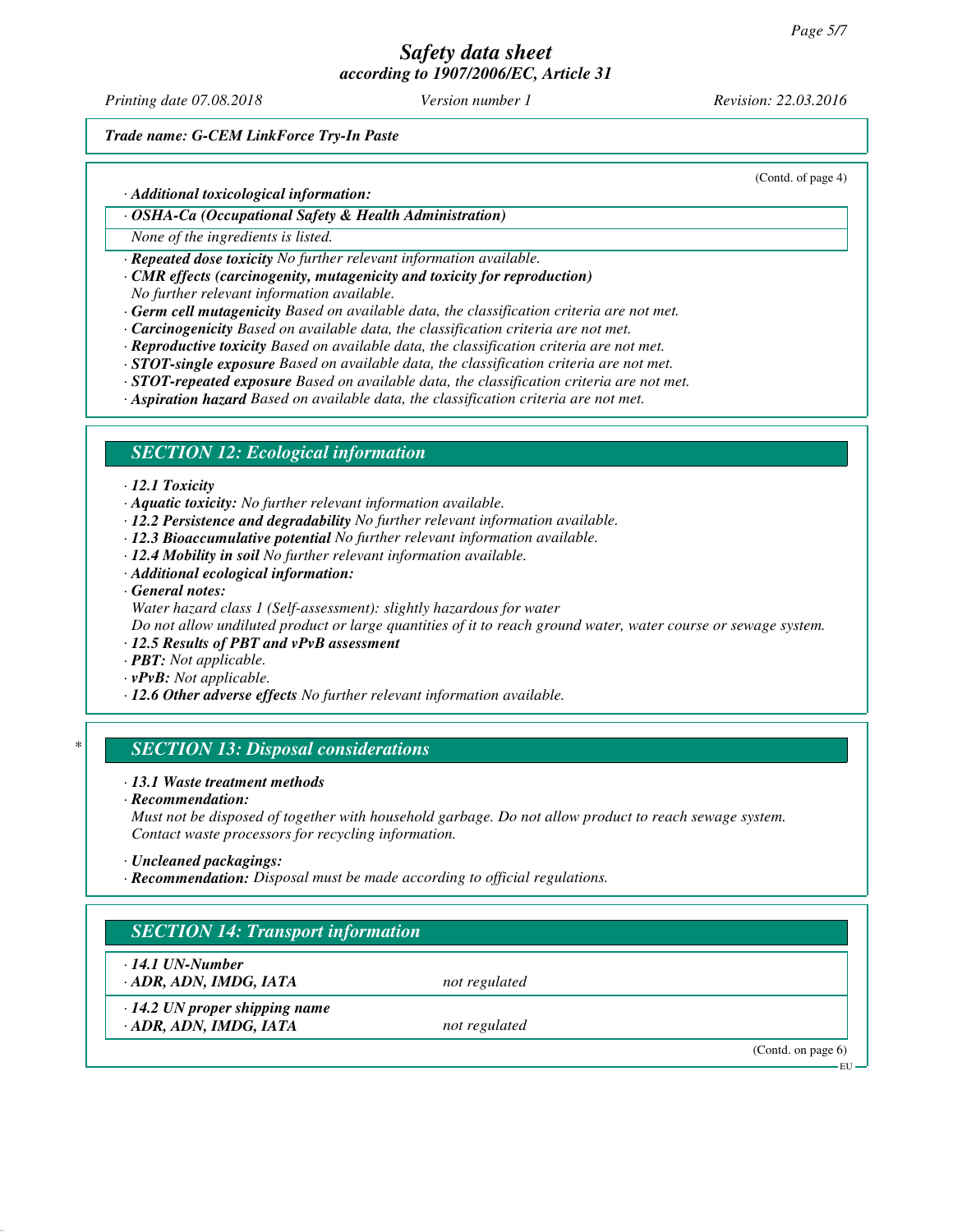*Trade name: G-CEM LinkForce Try-In Paste*

(Contd. of page 4)

· ***Additional toxicological information:***

· ***OSHA-Ca (Occupational Safety & Health Administration)***

*None of the ingredients is listed.*

· ***Repeated dose toxicity*** *No further relevant information available.*
· ***CMR effects (carcinogenity, mutagenicity and toxicity for reproduction)***
*No further relevant information available.*
· ***Germ cell mutagenicity*** *Based on available data, the classification criteria are not met.*
· ***Carcinogenicity*** *Based on available data, the classification criteria are not met.*
· ***Reproductive toxicity*** *Based on available data, the classification criteria are not met.*
· ***STOT-single exposure*** *Based on available data, the classification criteria are not met.*
· ***STOT-repeated exposure*** *Based on available data, the classification criteria are not met.*
· ***Aspiration hazard*** *Based on available data, the classification criteria are not met.*

## *SECTION 12: Ecological information*

· ***12.1 Toxicity***
· ***Aquatic toxicity:*** *No further relevant information available.*
· ***12.2 Persistence and degradability*** *No further relevant information available.*
· ***12.3 Bioaccumulative potential*** *No further relevant information available.*
· ***12.4 Mobility in soil*** *No further relevant information available.*
· ***Additional ecological information:***
· ***General notes:***
*Water hazard class 1 (Self-assessment): slightly hazardous for water*
*Do not allow undiluted product or large quantities of it to reach ground water, water course or sewage system.*
· ***12.5 Results of PBT and vPvB assessment***
· ***PBT:*** *Not applicable.*
· ***vPvB:*** *Not applicable.*
· ***12.6 Other adverse effects*** *No further relevant information available.*

## * *SECTION 13: Disposal considerations*

· ***13.1 Waste treatment methods***
· ***Recommendation:***
*Must not be disposed of together with household garbage. Do not allow product to reach sewage system.*
*Contact waste processors for recycling information.*

· ***Uncleaned packagings:***
· ***Recommendation:*** *Disposal must be made according to official regulations.*

## *SECTION 14: Transport information*

| | |
|---|---|
| · ***14.1 UN-Number***<br>· ***ADR, ADN, IMDG, IATA*** | *not regulated* |
| · ***14.2 UN proper shipping name***<br>· ***ADR, ADN, IMDG, IATA*** | *not regulated* |

(Contd. on page 6)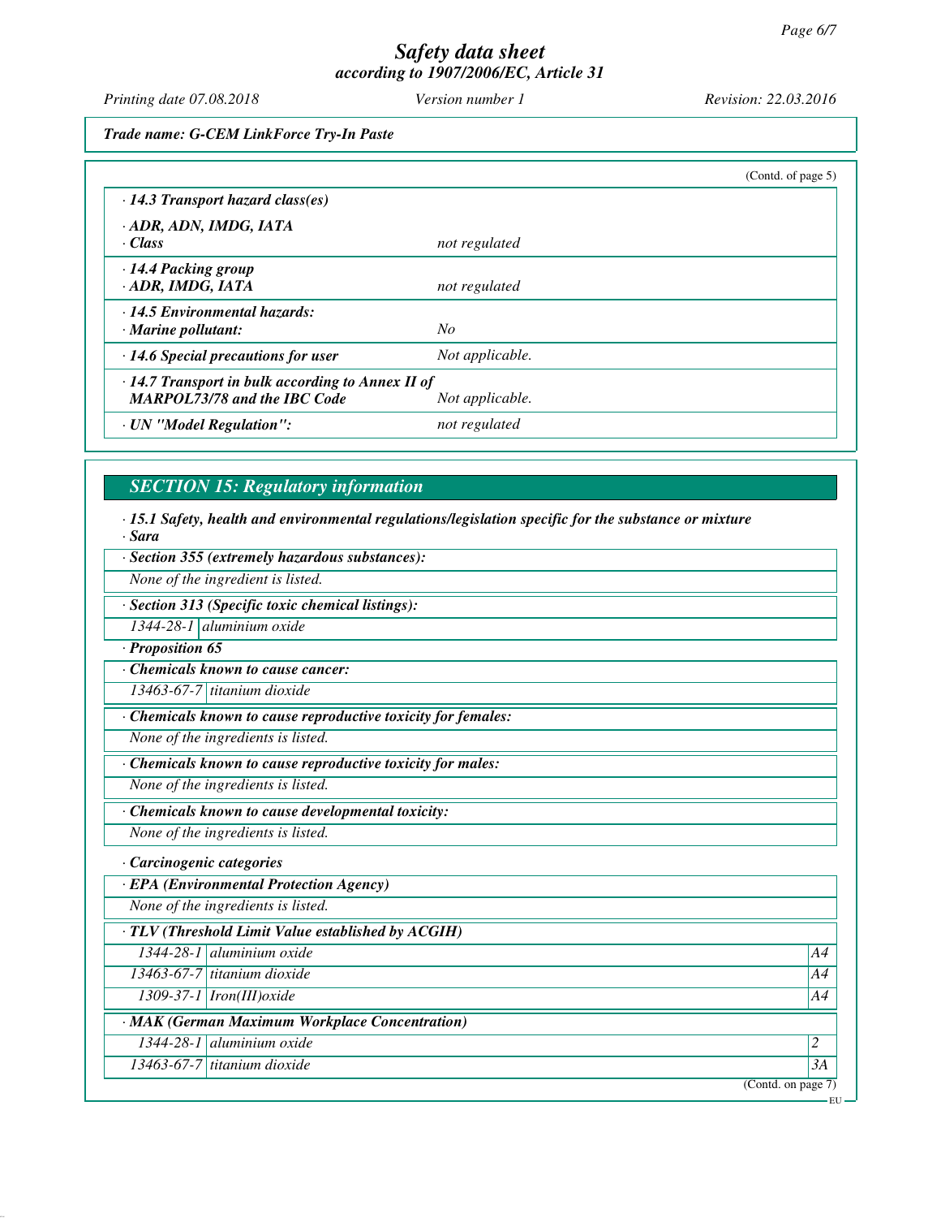*(Contd. of page 5)*

*· 14.3 Transport hazard class(es)*

| | |
|---|---|
| *· ADR, ADN, IMDG, IATA* | |
| *· Class* | *not regulated* |
| *· 14.4 Packing group* | |
| *· ADR, IMDG, IATA* | *not regulated* |
| *· 14.5 Environmental hazards:* | |
| *· Marine pollutant:* | *No* |
| *· 14.6 Special precautions for user* | *Not applicable.* |
| *· 14.7 Transport in bulk according to Annex II of MARPOL73/78 and the IBC Code* | *Not applicable.* |
| *· UN "Model Regulation":* | *not regulated* |

## SECTION 15: Regulatory information

*· 15.1 Safety, health and environmental regulations/legislation specific for the substance or mixture*

*· Sara*

*· Section 355 (extremely hazardous substances):*

*None of the ingredient is listed.*

*· Section 313 (Specific toxic chemical listings):*

| | |
|---|---|
| *1344-28-1* | *aluminium oxide* |

*· Proposition 65*

*· Chemicals known to cause cancer:*

| | |
|---|---|
| *13463-67-7* | *titanium dioxide* |

*· Chemicals known to cause reproductive toxicity for females:*

*None of the ingredients is listed.*

*· Chemicals known to cause reproductive toxicity for males:*

*None of the ingredients is listed.*

*· Chemicals known to cause developmental toxicity:*

*None of the ingredients is listed.*

*· Carcinogenic categories*

*· EPA (Environmental Protection Agency)*

*None of the ingredients is listed.*

*· TLV (Threshold Limit Value established by ACGIH)*

| | | |
|---|---|---|
| *1344-28-1* | *aluminium oxide* | *A4* |
| *13463-67-7* | *titanium dioxide* | *A4* |
| *1309-37-1* | *Iron(III)oxide* | *A4* |

*· MAK (German Maximum Workplace Concentration)*

| | | |
|---|---|---|
| *1344-28-1* | *aluminium oxide* | *2* |
| *13463-67-7* | *titanium dioxide* | *3A* |

*(Contd. on page 7)*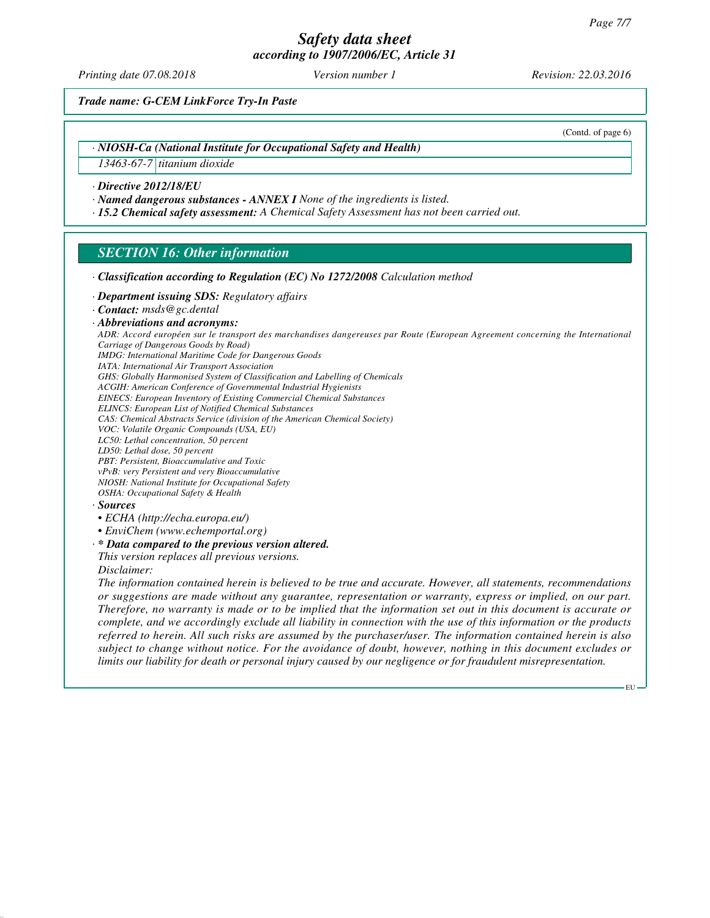*Trade name: G-CEM LinkForce Try-In Paste*

(Contd. of page 6)

· ***NIOSH-Ca (National Institute for Occupational Safety and Health)***

| | |
|---|---|
| 13463-67-7 | titanium dioxide |

· ***Directive 2012/18/EU***

· ***Named dangerous substances - ANNEX I*** *None of the ingredients is listed.*

· ***15.2 Chemical safety assessment:*** *A Chemical Safety Assessment has not been carried out.*

## *SECTION 16: Other information*

· ***Classification according to Regulation (EC) No 1272/2008*** *Calculation method*

· ***Department issuing SDS:*** *Regulatory affairs*

· ***Contact:*** *msds@gc.dental*

· ***Abbreviations and acronyms:***

*ADR: Accord européen sur le transport des marchandises dangereuses par Route (European Agreement concerning the International Carriage of Dangerous Goods by Road)*
*IMDG: International Maritime Code for Dangerous Goods*
*IATA: International Air Transport Association*
*GHS: Globally Harmonised System of Classification and Labelling of Chemicals*
*ACGIH: American Conference of Governmental Industrial Hygienists*
*EINECS: European Inventory of Existing Commercial Chemical Substances*
*ELINCS: European List of Notified Chemical Substances*
*CAS: Chemical Abstracts Service (division of the American Chemical Society)*
*VOC: Volatile Organic Compounds (USA, EU)*
*LC50: Lethal concentration, 50 percent*
*LD50: Lethal dose, 50 percent*
*PBT: Persistent, Bioaccumulative and Toxic*
*vPvB: very Persistent and very Bioaccumulative*
*NIOSH: National Institute for Occupational Safety*
*OSHA: Occupational Safety & Health*

· ***Sources***

- *ECHA (http://echa.europa.eu/)*
- *EnviChem (www.echemportal.org)*

· ***\* Data compared to the previous version altered.***

*This version replaces all previous versions.*

*Disclaimer:*

*The information contained herein is believed to be true and accurate. However, all statements, recommendations or suggestions are made without any guarantee, representation or warranty, express or implied, on our part. Therefore, no warranty is made or to be implied that the information set out in this document is accurate or complete, and we accordingly exclude all liability in connection with the use of this information or the products referred to herein. All such risks are assumed by the purchaser/user. The information contained herein is also subject to change without notice. For the avoidance of doubt, however, nothing in this document excludes or limits our liability for death or personal injury caused by our negligence or for fraudulent misrepresentation.*